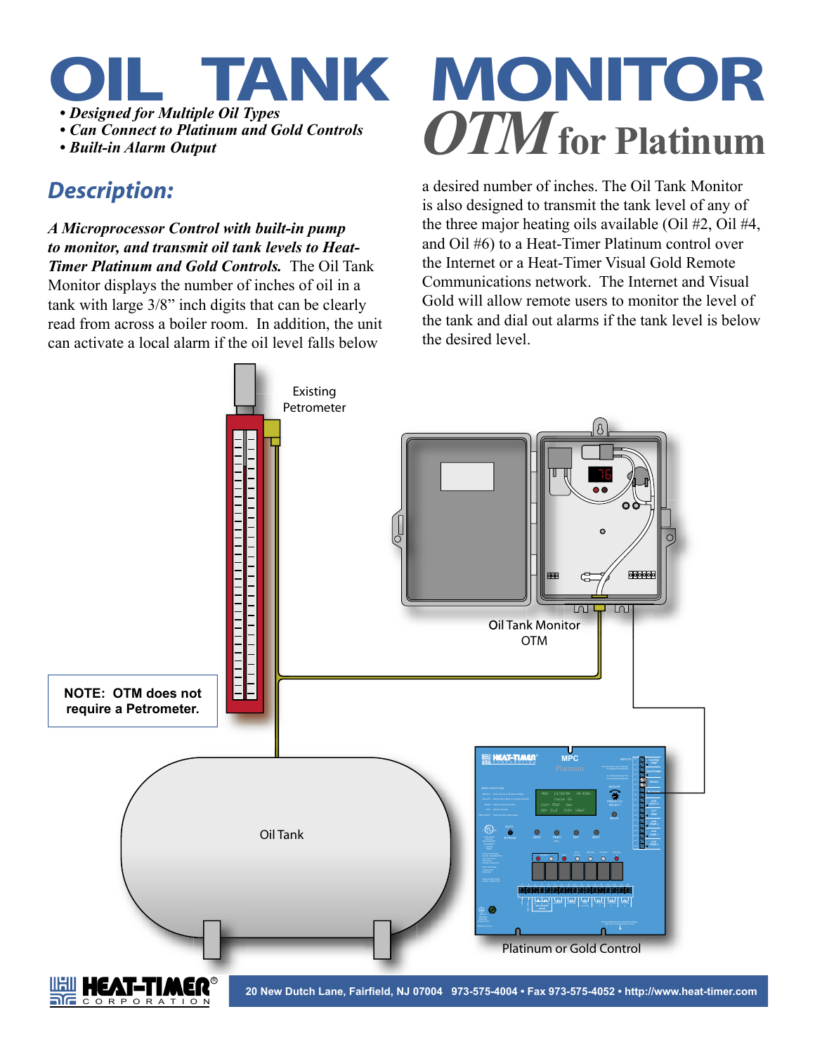# OIL TANK MONITOR

## *OTM* for Platinum

- ***Designed for Multiple Oil Types***
- ***Can Connect to Platinum and Gold Controls***
- ***Built-in Alarm Output***

## *Description:*

***A Microprocessor Control with built-in pump to monitor, and transmit oil tank levels to Heat-Timer Platinum and Gold Controls.*** The Oil Tank Monitor displays the number of inches of oil in a tank with large 3/8" inch digits that can be clearly read from across a boiler room. In addition, the unit can activate a local alarm if the oil level falls below a desired number of inches. The Oil Tank Monitor is also designed to transmit the tank level of any of the three major heating oils available (Oil #2, Oil #4, and Oil #6) to a Heat-Timer Platinum control over the Internet or a Heat-Timer Visual Gold Remote Communications network. The Internet and Visual Gold will allow remote users to monitor the level of the tank and dial out alarms if the tank level is below the desired level.

Existing Petrometer

Oil Tank Monitor OTM

**NOTE: OTM does not require a Petrometer.**

Oil Tank

Platinum or Gold Control

**20 New Dutch Lane, Fairfield, NJ 07004 973-575-4004 • Fax 973-575-4052 • http://www.heat-timer.com**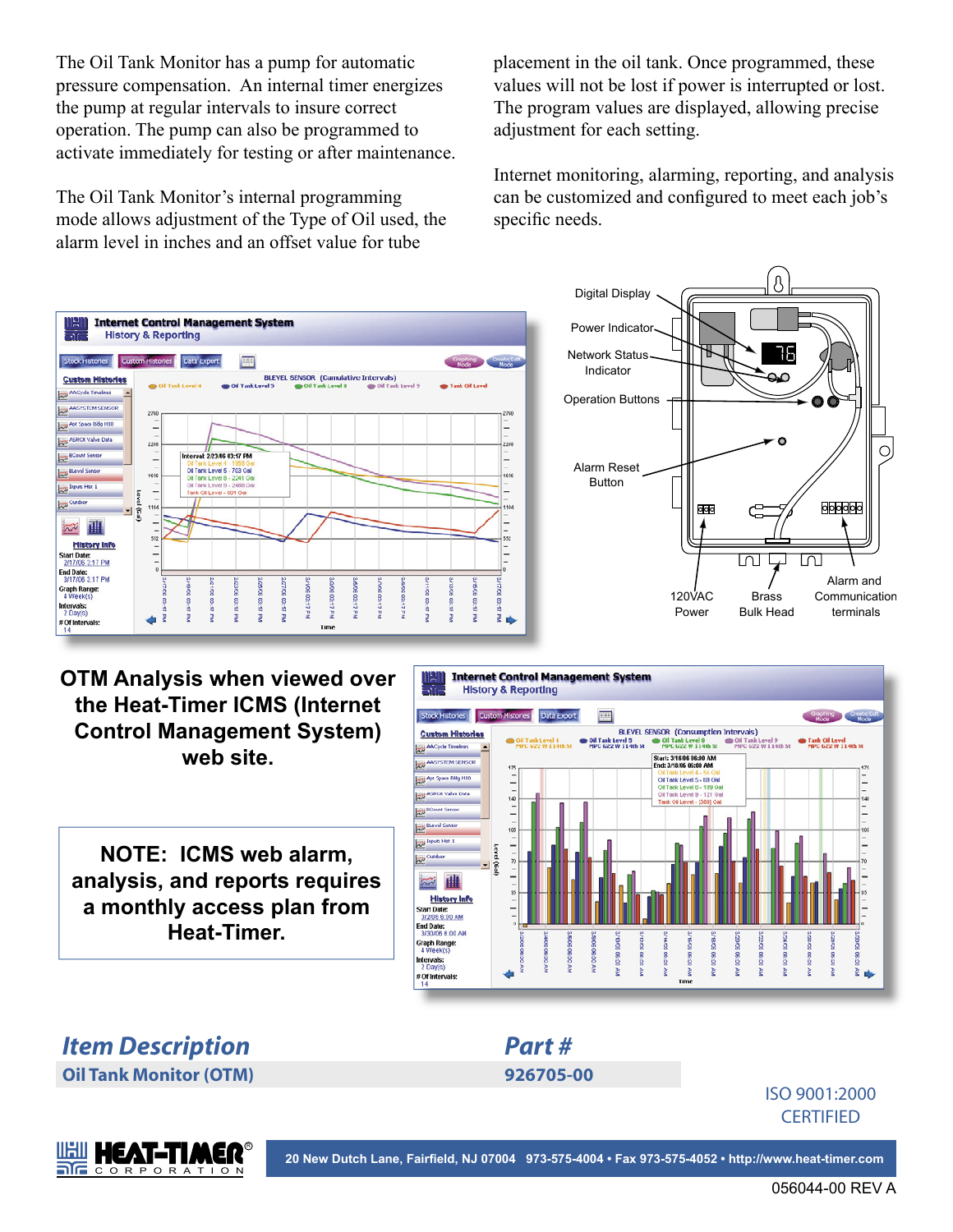The Oil Tank Monitor has a pump for automatic pressure compensation. An internal timer energizes the pump at regular intervals to insure correct operation. The pump can also be programmed to activate immediately for testing or after maintenance.

The Oil Tank Monitor's internal programming mode allows adjustment of the Type of Oil used, the alarm level in inches and an offset value for tube placement in the oil tank. Once programmed, these values will not be lost if power is interrupted or lost. The program values are displayed, allowing precise adjustment for each setting.

Internet monitoring, alarming, reporting, and analysis can be customized and configured to meet each job's specific needs.

Digital Display
Power Indicator
Network Status Indicator
Operation Buttons
Alarm Reset Button
120VAC Power
Brass Bulk Head
Alarm and Communication terminals

## OTM Analysis when viewed over the Heat-Timer ICMS (Internet Control Management System) web site.

**NOTE: ICMS web alarm, analysis, and reports requires a monthly access plan from Heat-Timer.**

| *Item Description* | *Part #* |
|---|---|
| **Oil Tank Monitor (OTM)** | **926705-00** |

ISO 9001:2000 CERTIFIED

HEAT-TIMER® CORPORATION

20 New Dutch Lane, Fairfield, NJ 07004 973-575-4004 • Fax 973-575-4052 • http://www.heat-timer.com

056044-00 REV A